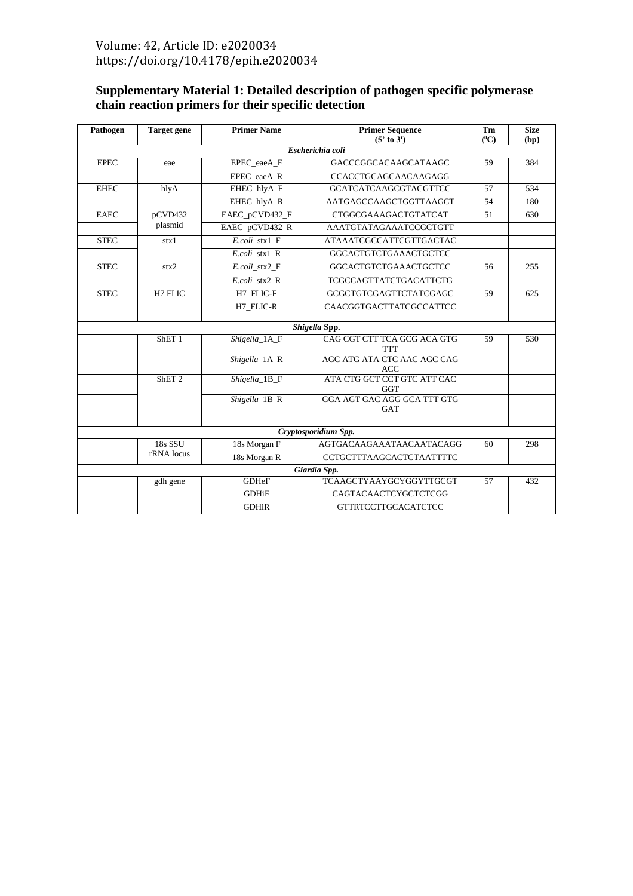## Supplementary Material 1: Detailed description of pathogen specific polymerase chain reaction primers for their specific detection

| Pathogen | Target gene | Primer Name | Primer Sequence (5' to 3') | Tm ($^0$C) | Size (bp) |
|---|---|---|---|---|---|
| ***Escherichia coli*** | | | | | |
| EPEC | eae | EPEC_eaeA_F | GACCCGGCACAAGCATAAGC | 59 | 384 |
| | | EPEC_eaeA_R | CCACCTGCAGCAACAAGAGG | | |
| EHEC | hlyA | EHEC_hlyA_F | GCATCATCAAGCGTACGTTCC | 57 | 534 |
| | | EHEC_hlyA_R | AATGAGCCAAGCTGGTTAAGCT | 54 | 180 |
| EAEC | pCVD432 plasmid | EAEC_pCVD432_F | CTGGCGAAAGACTGTATCAT | 51 | 630 |
| | | EAEC_pCVD432_R | AAATGTATAGAAATCCGCTGTT | | |
| STEC | stx1 | *E.coli*_stx1_F | ATAAATCGCCATTCGTTGACTAC | | |
| | | *E.coli*_stx1_R | GGCACTGTCTGAAACTGCTCC | | |
| STEC | stx2 | *E.coli*_stx2_F | GGCACTGTCTGAAACTGCTCC | 56 | 255 |
| | | *E.coli*_stx2_R | TCGCCAGTTATCTGACATTCTG | | |
| STEC | H7 FLIC | H7_FLIC-F | GCGCTGTCGAGTTCTATCGAGC | 59 | 625 |
| | | H7_FLIC-R | CAACGGTGACTTATCGCCATTCC | | |
| ***Shigella* Spp.** | | | | | |
| | ShET 1 | *Shigella*_1A_F | CAG CGT CTT TCA GCG ACA GTG TTT | 59 | 530 |
| | | *Shigella*_1A_R | AGC ATG ATA CTC AAC AGC CAG ACC | | |
| | ShET 2 | *Shigella*_1B_F | ATA CTG GCT CCT GTC ATT CAC GGT | | |
| | | *Shigella*_1B_R | GGA AGT GAC AGG GCA TTT GTG GAT | | |
| | | | | | |
| ***Cryptosporidium Spp.*** | | | | | |
| | 18s SSU rRNA locus | 18s Morgan F | AGTGACAAGAAATAACAATACAGG | 60 | 298 |
| | | 18s Morgan R | CCTGCTTTAAGCACTCTAATTTTC | | |
| ***Giardia Spp.*** | | | | | |
| | gdh gene | GDHeF | TCAAGCTYAAYGCYGGYTTGCGT | 57 | 432 |
| | | GDHiF | CAGTACAACTCYGCTCTCGG | | |
| | | GDHiR | GTTRTCCTTGCACATCTCC | | |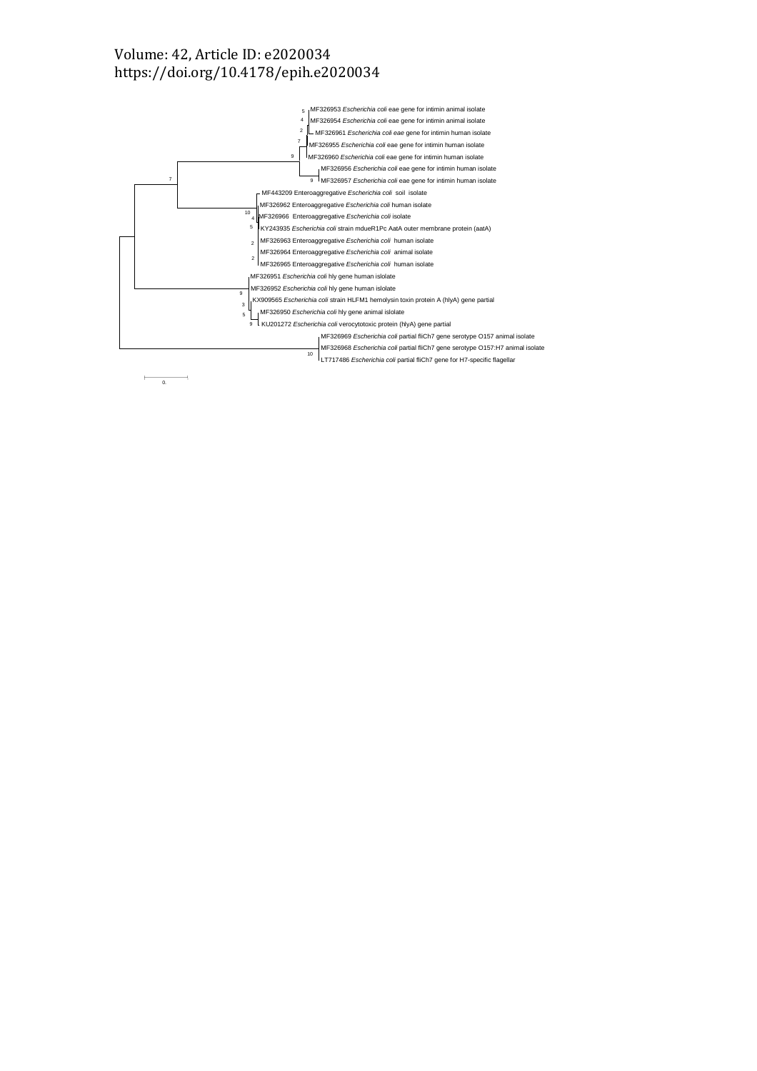Volume: 42, Article ID: e2020034
https://doi.org/10.4178/epih.e2020034

5
MF326953 *Escherichia coli* eae gene for intimin animal isolate
4
MF326954 *Escherichia coli* eae gene for intimin animal isolate
2
MF326961 *Escherichia coli eae* gene for intimin human isolate
7
MF326955 *Escherichia coli* eae gene for intimin human isolate
9
MF326960 *Escherichia coli* eae gene for intimin human isolate
MF326956 *Escherichia coli* eae gene for intimin human isolate
7
9
MF326957 *Escherichia coli* eae gene for intimin human isolate
MF443209 Enteroaggregative *Escherichia coli* soil isolate
MF326962 Enteroaggregative *Escherichia coli* human isolate
10
4
MF326966 Enteroaggregative *Escherichia coli* isolate
5
KY243935 *Escherichia coli* strain mdueR1Pc AatA outer membrane protein (aatA)
2
MF326963 Enteroaggregative *Escherichia coli* human isolate
MF326964 Enteroaggregative *Escherichia coli* animal isolate
2
MF326965 Enteroaggregative *Escherichia coli* human isolate
MF326951 *Escherichia coli* hly gene human islolate
MF326952 *Escherichia coli* hly gene human islolate
9
KX909565 *Escherichia coli* strain HLFM1 hemolysin toxin protein A (hlyA) gene partial
3
5
MF326950 *Escherichia coli* hly gene animal islolate
9
KU201272 *Escherichia coli* verocytotoxic protein (hlyA) gene partial
MF326969 *Escherichia coli* partial fliCh7 gene serotype O157 animal isolate
MF326968 *Escherichia coli* partial fliCh7 gene serotype O157:H7 animal isolate
10
LT717486 *Escherichia coli* partial fliCh7 gene for H7-specific flagellar
0.